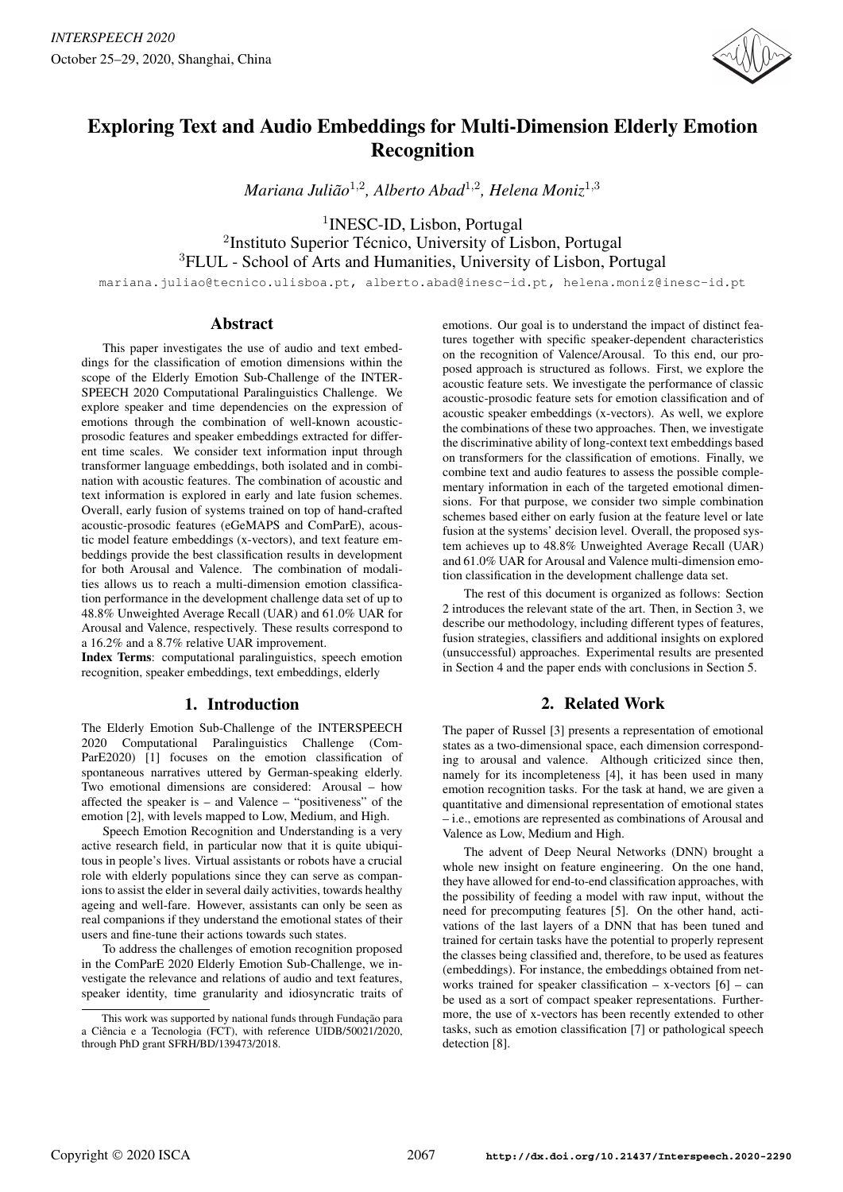# Exploring Text and Audio Embeddings for Multi-Dimension Elderly Emotion Recognition

*Mariana Julião*[1,2], *Alberto Abad*[1,2], *Helena Moniz*[1,3]

[1]INESC-ID, Lisbon, Portugal
[2]Instituto Superior Técnico, University of Lisbon, Portugal
[3]FLUL - School of Arts and Humanities, University of Lisbon, Portugal

mariana.juliao@tecnico.ulisboa.pt, alberto.abad@inesc-id.pt, helena.moniz@inesc-id.pt

## Abstract

This paper investigates the use of audio and text embeddings for the classification of emotion dimensions within the scope of the Elderly Emotion Sub-Challenge of the INTERSPEECH 2020 Computational Paralinguistics Challenge. We explore speaker and time dependencies on the expression of emotions through the combination of well-known acoustic-prosodic features and speaker embeddings extracted for different time scales. We consider text information input through transformer language embeddings, both isolated and in combination with acoustic features. The combination of acoustic and text information is explored in early and late fusion schemes. Overall, early fusion of systems trained on top of hand-crafted acoustic-prosodic features (eGeMAPS and ComParE), acoustic model feature embeddings (x-vectors), and text feature embeddings provide the best classification results in development for both Arousal and Valence. The combination of modalities allows us to reach a multi-dimension emotion classification performance in the development challenge data set of up to 48.8% Unweighted Average Recall (UAR) and 61.0% UAR for Arousal and Valence, respectively. These results correspond to a 16.2% and a 8.7% relative UAR improvement.

**Index Terms**: computational paralinguistics, speech emotion recognition, speaker embeddings, text embeddings, elderly

## 1. Introduction

The Elderly Emotion Sub-Challenge of the INTERSPEECH 2020 Computational Paralinguistics Challenge (ComParE2020) [1] focuses on the emotion classification of spontaneous narratives uttered by German-speaking elderly. Two emotional dimensions are considered: Arousal – how affected the speaker is – and Valence – "positiveness" of the emotion [2], with levels mapped to Low, Medium, and High.

Speech Emotion Recognition and Understanding is a very active research field, in particular now that it is quite ubiquitous in people's lives. Virtual assistants or robots have a crucial role with elderly populations since they can serve as companions to assist the elder in several daily activities, towards healthy ageing and well-fare. However, assistants can only be seen as real companions if they understand the emotional states of their users and fine-tune their actions towards such states.

To address the challenges of emotion recognition proposed in the ComParE 2020 Elderly Emotion Sub-Challenge, we investigate the relevance and relations of audio and text features, speaker identity, time granularity and idiosyncratic traits of emotions. Our goal is to understand the impact of distinct features together with specific speaker-dependent characteristics on the recognition of Valence/Arousal. To this end, our proposed approach is structured as follows. First, we explore the acoustic feature sets. We investigate the performance of classic acoustic-prosodic feature sets for emotion classification and of acoustic speaker embeddings (x-vectors). As well, we explore the combinations of these two approaches. Then, we investigate the discriminative ability of long-context text embeddings based on transformers for the classification of emotions. Finally, we combine text and audio features to assess the possible complementary information in each of the targeted emotional dimensions. For that purpose, we consider two simple combination schemes based either on early fusion at the feature level or late fusion at the systems' decision level. Overall, the proposed system achieves up to 48.8% Unweighted Average Recall (UAR) and 61.0% UAR for Arousal and Valence multi-dimension emotion classification in the development challenge data set.

The rest of this document is organized as follows: Section 2 introduces the relevant state of the art. Then, in Section 3, we describe our methodology, including different types of features, fusion strategies, classifiers and additional insights on explored (unsuccessful) approaches. Experimental results are presented in Section 4 and the paper ends with conclusions in Section 5.

## 2. Related Work

The paper of Russel [3] presents a representation of emotional states as a two-dimensional space, each dimension corresponding to arousal and valence. Although criticized since then, namely for its incompleteness [4], it has been used in many emotion recognition tasks. For the task at hand, we are given a quantitative and dimensional representation of emotional states – i.e., emotions are represented as combinations of Arousal and Valence as Low, Medium and High.

The advent of Deep Neural Networks (DNN) brought a whole new insight on feature engineering. On the one hand, they have allowed for end-to-end classification approaches, with the possibility of feeding a model with raw input, without the need for precomputing features [5]. On the other hand, activations of the last layers of a DNN that has been tuned and trained for certain tasks have the potential to properly represent the classes being classified and, therefore, to be used as features (embeddings). For instance, the embeddings obtained from networks trained for speaker classification – x-vectors [6] – can be used as a sort of compact speaker representations. Furthermore, the use of x-vectors has been recently extended to other tasks, such as emotion classification [7] or pathological speech detection [8].

This work was supported by national funds through Fundação para a Ciência e a Tecnologia (FCT), with reference UIDB/50021/2020, through PhD grant SFRH/BD/139473/2018.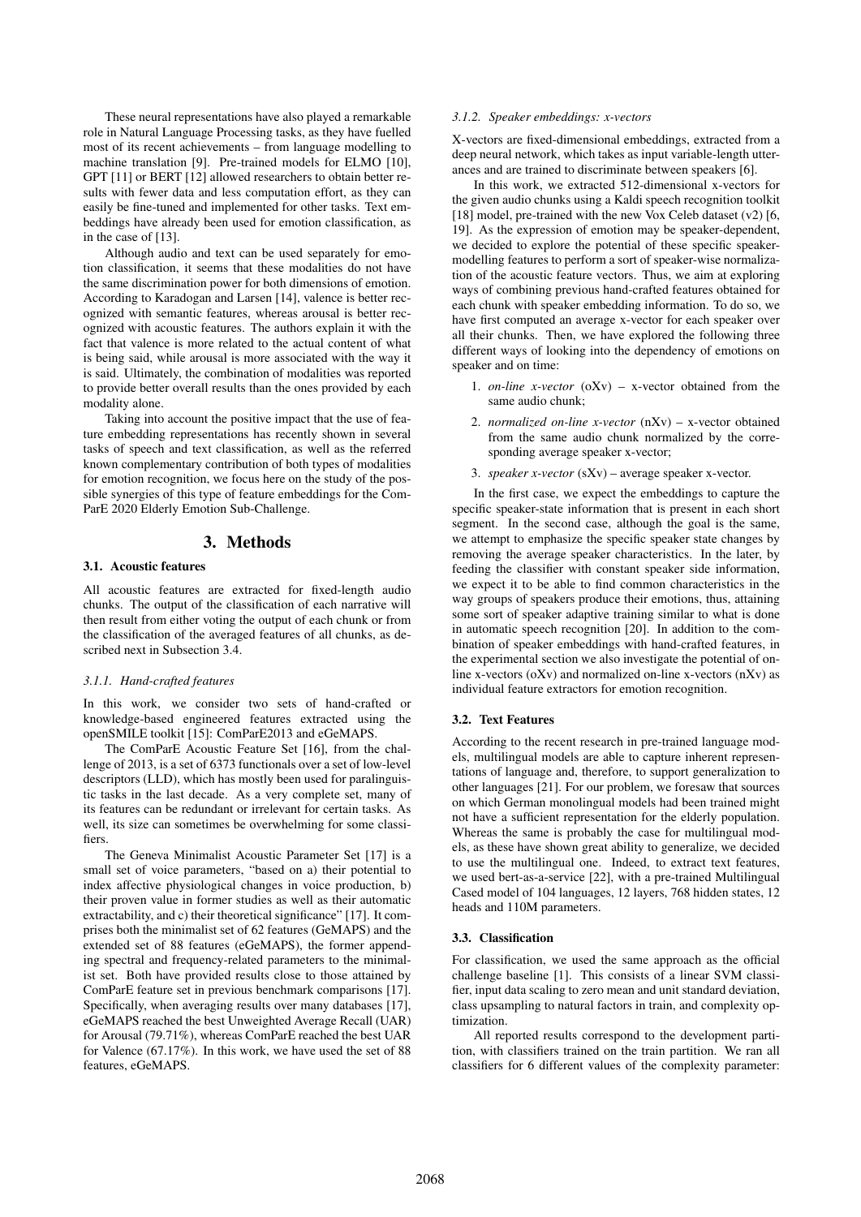These neural representations have also played a remarkable role in Natural Language Processing tasks, as they have fuelled most of its recent achievements – from language modelling to machine translation [9]. Pre-trained models for ELMO [10], GPT [11] or BERT [12] allowed researchers to obtain better results with fewer data and less computation effort, as they can easily be fine-tuned and implemented for other tasks. Text embeddings have already been used for emotion classification, as in the case of [13].

Although audio and text can be used separately for emotion classification, it seems that these modalities do not have the same discrimination power for both dimensions of emotion. According to Karadogan and Larsen [14], valence is better recognized with semantic features, whereas arousal is better recognized with acoustic features. The authors explain it with the fact that valence is more related to the actual content of what is being said, while arousal is more associated with the way it is said. Ultimately, the combination of modalities was reported to provide better overall results than the ones provided by each modality alone.

Taking into account the positive impact that the use of feature embedding representations has recently shown in several tasks of speech and text classification, as well as the referred known complementary contribution of both types of modalities for emotion recognition, we focus here on the study of the possible synergies of this type of feature embeddings for the ComParE 2020 Elderly Emotion Sub-Challenge.

# 3. Methods

## 3.1. Acoustic features

All acoustic features are extracted for fixed-length audio chunks. The output of the classification of each narrative will then result from either voting the output of each chunk or from the classification of the averaged features of all chunks, as described next in Subsection 3.4.

### 3.1.1. Hand-crafted features

In this work, we consider two sets of hand-crafted or knowledge-based engineered features extracted using the openSMILE toolkit [15]: ComParE2013 and eGeMAPS.

The ComParE Acoustic Feature Set [16], from the challenge of 2013, is a set of 6373 functionals over a set of low-level descriptors (LLD), which has mostly been used for paralinguistic tasks in the last decade. As a very complete set, many of its features can be redundant or irrelevant for certain tasks. As well, its size can sometimes be overwhelming for some classifiers.

The Geneva Minimalist Acoustic Parameter Set [17] is a small set of voice parameters, "based on a) their potential to index affective physiological changes in voice production, b) their proven value in former studies as well as their automatic extractability, and c) their theoretical significance" [17]. It comprises both the minimalist set of 62 features (GeMAPS) and the extended set of 88 features (eGeMAPS), the former appending spectral and frequency-related parameters to the minimalist set. Both have provided results close to those attained by ComParE feature set in previous benchmark comparisons [17]. Specifically, when averaging results over many databases [17], eGeMAPS reached the best Unweighted Average Recall (UAR) for Arousal (79.71%), whereas ComParE reached the best UAR for Valence (67.17%). In this work, we have used the set of 88 features, eGeMAPS.

### 3.1.2. Speaker embeddings: x-vectors

X-vectors are fixed-dimensional embeddings, extracted from a deep neural network, which takes as input variable-length utterances and are trained to discriminate between speakers [6].

In this work, we extracted 512-dimensional x-vectors for the given audio chunks using a Kaldi speech recognition toolkit [18] model, pre-trained with the new Vox Celeb dataset (v2) [6, 19]. As the expression of emotion may be speaker-dependent, we decided to explore the potential of these specific speaker-modelling features to perform a sort of speaker-wise normalization of the acoustic feature vectors. Thus, we aim at exploring ways of combining previous hand-crafted features obtained for each chunk with speaker embedding information. To do so, we have first computed an average x-vector for each speaker over all their chunks. Then, we have explored the following three different ways of looking into the dependency of emotions on speaker and on time:

1. *on-line x-vector* (oXv) – x-vector obtained from the same audio chunk;
2. *normalized on-line x-vector* (nXv) – x-vector obtained from the same audio chunk normalized by the corresponding average speaker x-vector;
3. *speaker x-vector* (sXv) – average speaker x-vector.

In the first case, we expect the embeddings to capture the specific speaker-state information that is present in each short segment. In the second case, although the goal is the same, we attempt to emphasize the specific speaker state changes by removing the average speaker characteristics. In the later, by feeding the classifier with constant speaker side information, we expect it to be able to find common characteristics in the way groups of speakers produce their emotions, thus, attaining some sort of speaker adaptive training similar to what is done in automatic speech recognition [20]. In addition to the combination of speaker embeddings with hand-crafted features, in the experimental section we also investigate the potential of on-line x-vectors (oXv) and normalized on-line x-vectors (nXv) as individual feature extractors for emotion recognition.

## 3.2. Text Features

According to the recent research in pre-trained language models, multilingual models are able to capture inherent representations of language and, therefore, to support generalization to other languages [21]. For our problem, we foresaw that sources on which German monolingual models had been trained might not have a sufficient representation for the elderly population. Whereas the same is probably the case for multilingual models, as these have shown great ability to generalize, we decided to use the multilingual one. Indeed, to extract text features, we used bert-as-a-service [22], with a pre-trained Multilingual Cased model of 104 languages, 12 layers, 768 hidden states, 12 heads and 110M parameters.

## 3.3. Classification

For classification, we used the same approach as the official challenge baseline [1]. This consists of a linear SVM classifier, input data scaling to zero mean and unit standard deviation, class upsampling to natural factors in train, and complexity optimization.

All reported results correspond to the development partition, with classifiers trained on the train partition. We ran all classifiers for 6 different values of the complexity parameter: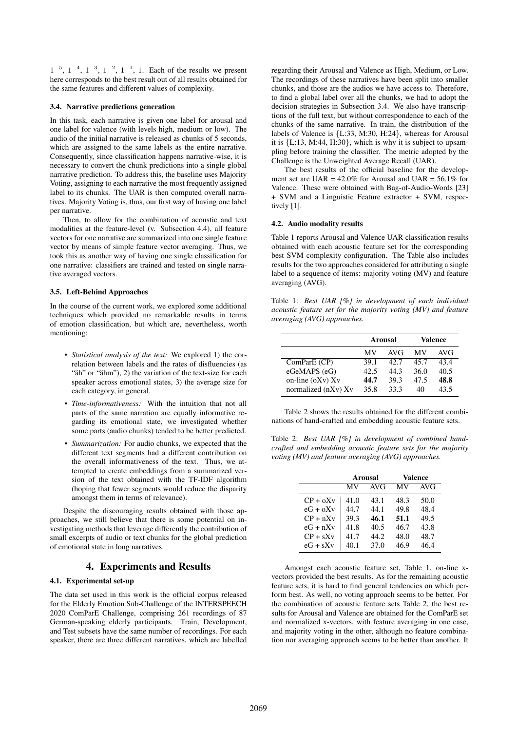$1^{-5}$, $1^{-4}$, $1^{-3}$, $1^{-2}$, $1^{-1}$, 1. Each of the results we present here corresponds to the best result out of all results obtained for the same features and different values of complexity.

### 3.4. Narrative predictions generation

In this task, each narrative is given one label for arousal and one label for valence (with levels high, medium or low). The audio of the initial narrative is released as chunks of 5 seconds, which are assigned to the same labels as the entire narrative. Consequently, since classification happens narrative-wise, it is necessary to convert the chunk predictions into a single global narrative prediction. To address this, the baseline uses Majority Voting, assigning to each narrative the most frequently assigned label to its chunks. The UAR is then computed overall narratives. Majority Voting is, thus, our first way of having one label per narrative.

Then, to allow for the combination of acoustic and text modalities at the feature-level (v. Subsection 4.4), all feature vectors for one narrative are summarized into one single feature vector by means of simple feature vector averaging. Thus, we took this as another way of having one single classification for one narrative: classifiers are trained and tested on single narrative averaged vectors.

### 3.5. Left-Behind Approaches

In the course of the current work, we explored some additional techniques which provided no remarkable results in terms of emotion classification, but which are, nevertheless, worth mentioning:

- *Statistical analysis of the text:* We explored 1) the correlation between labels and the rates of disfluencies (as "äh" or "ähm"), 2) the variation of the text-size for each speaker across emotional states, 3) the average size for each category, in general.
- *Time-informativeness:* With the intuition that not all parts of the same narration are equally informative regarding its emotional state, we investigated whether some parts (audio chunks) tended to be better predicted.
- *Summarization:* For audio chunks, we expected that the different text segments had a different contribution on the overall informativeness of the text. Thus, we attempted to create embeddings from a summarized version of the text obtained with the TF-IDF algorithm (hoping that fewer segments would reduce the disparity amongst them in terms of relevance).

Despite the discouraging results obtained with those approaches, we still believe that there is some potential on investigating methods that leverage differently the contribution of small excerpts of audio or text chunks for the global prediction of emotional state in long narratives.

## 4. Experiments and Results

### 4.1. Experimental set-up

The data set used in this work is the official corpus released for the Elderly Emotion Sub-Challenge of the INTERSPEECH 2020 ComParE Challenge, comprising 261 recordings of 87 German-speaking elderly participants. Train, Development, and Test subsets have the same number of recordings. For each speaker, there are three different narratives, which are labelled regarding their Arousal and Valence as High, Medium, or Low. The recordings of these narratives have been split into smaller chunks, and those are the audios we have access to. Therefore, to find a global label over all the chunks, we had to adopt the decision strategies in Subsection 3.4. We also have transcriptions of the full text, but without correspondence to each of the chunks of the same narrative. In train, the distribution of the labels of Valence is {L:33, M:30, H:24}, whereas for Arousal it is {L:13, M:44, H:30}, which is why it is subject to upsampling before training the classifier. The metric adopted by the Challenge is the Unweighted Average Recall (UAR).

The best results of the official baseline for the development set are UAR = 42.0% for Arousal and UAR = 56.1% for Valence. These were obtained with Bag-of-Audio-Words [23] + SVM and a Linguistic Feature extractor + SVM, respectively [1].

### 4.2. Audio modality results

Table 1 reports Arousal and Valence UAR classification results obtained with each acoustic feature set for the corresponding best SVM complexity configuration. The Table also includes results for the two approaches considered for attributing a single label to a sequence of items: majority voting (MV) and feature averaging (AVG).

Table 1: *Best UAR [%] in development of each individual acoustic feature set for the majority voting (MV) and feature averaging (AVG) approaches.*

| | Arousal | | Valence | |
|---|---|---|---|---|
| | MV | AVG | MV | AVG |
| ComParE (CP) | 39.1 | 42.7 | 45.7 | 43.4 |
| eGeMAPS (eG) | 42.5 | 44.3 | 36.0 | 40.5 |
| on-line (oXv) Xv | **44.7** | 39.3 | 47.5 | **48.8** |
| normalized (nXv) Xv | 35.8 | 33.3 | 40 | 43.5 |

Table 2 shows the results obtained for the different combinations of hand-crafted and embedding acoustic feature sets.

Table 2: *Best UAR [%] in development of combined hand-crafted and embedding acoustic feature sets for the majority voting (MV) and feature averaging (AVG) approaches.*

| | Arousal | | Valence | |
|---|---|---|---|---|
| | MV | AVG | MV | AVG |
| CP + oXv | 41.0 | 43.1 | 48.3 | 50.0 |
| eG + oXv | 44.7 | 44.1 | 49.8 | 48.4 |
| CP + nXv | 39.3 | **46.1** | **51.1** | 49.5 |
| eG + nXv | 41.8 | 40.5 | 46.7 | 43.8 |
| CP + sXv | 41.7 | 44.2 | 48.0 | 48.7 |
| eG + sXv | 40.1 | 37.0 | 46.9 | 46.4 |

Amongst each acoustic feature set, Table 1, on-line x-vectors provided the best results. As for the remaining acoustic feature sets, it is hard to find general tendencies on which perform best. As well, no voting approach seems to be better. For the combination of acoustic feature sets Table 2, the best results for Arousal and Valence are obtained for the ComParE set and normalized x-vectors, with feature averaging in one case, and majority voting in the other, although no feature combination nor averaging approach seems to be better than another. It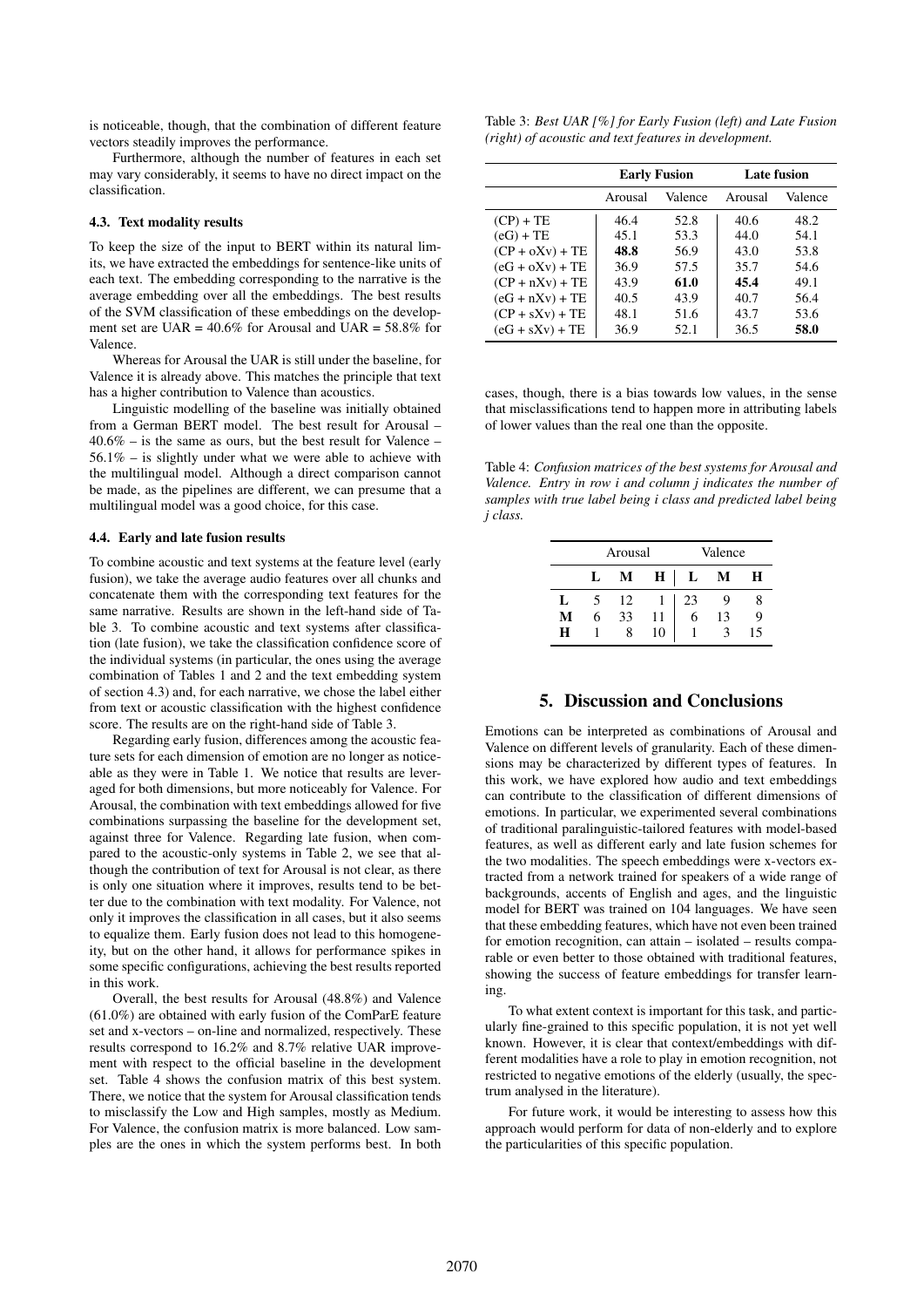is noticeable, though, that the combination of different feature vectors steadily improves the performance.

Furthermore, although the number of features in each set may vary considerably, it seems to have no direct impact on the classification.

### 4.3. Text modality results

To keep the size of the input to BERT within its natural limits, we have extracted the embeddings for sentence-like units of each text. The embedding corresponding to the narrative is the average embedding over all the embeddings. The best results of the SVM classification of these embeddings on the development set are UAR = 40.6% for Arousal and UAR = 58.8% for Valence.

Whereas for Arousal the UAR is still under the baseline, for Valence it is already above. This matches the principle that text has a higher contribution to Valence than acoustics.

Linguistic modelling of the baseline was initially obtained from a German BERT model. The best result for Arousal – 40.6% – is the same as ours, but the best result for Valence – 56.1% – is slightly under what we were able to achieve with the multilingual model. Although a direct comparison cannot be made, as the pipelines are different, we can presume that a multilingual model was a good choice, for this case.

### 4.4. Early and late fusion results

To combine acoustic and text systems at the feature level (early fusion), we take the average audio features over all chunks and concatenate them with the corresponding text features for the same narrative. Results are shown in the left-hand side of Table 3. To combine acoustic and text systems after classification (late fusion), we take the classification confidence score of the individual systems (in particular, the ones using the average combination of Tables 1 and 2 and the text embedding system of section 4.3) and, for each narrative, we chose the label either from text or acoustic classification with the highest confidence score. The results are on the right-hand side of Table 3.

Regarding early fusion, differences among the acoustic feature sets for each dimension of emotion are no longer as noticeable as they were in Table 1. We notice that results are leveraged for both dimensions, but more noticeably for Valence. For Arousal, the combination with text embeddings allowed for five combinations surpassing the baseline for the development set, against three for Valence. Regarding late fusion, when compared to the acoustic-only systems in Table 2, we see that although the contribution of text for Arousal is not clear, as there is only one situation where it improves, results tend to be better due to the combination with text modality. For Valence, not only it improves the classification in all cases, but it also seems to equalize them. Early fusion does not lead to this homogeneity, but on the other hand, it allows for performance spikes in some specific configurations, achieving the best results reported in this work.

Overall, the best results for Arousal (48.8%) and Valence (61.0%) are obtained with early fusion of the ComParE feature set and x-vectors – on-line and normalized, respectively. These results correspond to 16.2% and 8.7% relative UAR improvement with respect to the official baseline in the development set. Table 4 shows the confusion matrix of this best system. There, we notice that the system for Arousal classification tends to misclassify the Low and High samples, mostly as Medium. For Valence, the confusion matrix is more balanced. Low samples are the ones in which the system performs best. In both cases, though, there is a bias towards low values, in the sense that misclassifications tend to happen more in attributing labels of lower values than the real one than the opposite.

Table 3: *Best UAR [%] for Early Fusion (left) and Late Fusion (right) of acoustic and text features in development.*

| | **Early Fusion** | | **Late fusion** | |
|---|---|---|---|---|
| | Arousal | Valence | Arousal | Valence |
| (CP) + TE | 46.4 | 52.8 | 40.6 | 48.2 |
| (eG) + TE | 45.1 | 53.3 | 44.0 | 54.1 |
| (CP + oXv) + TE | **48.8** | 56.9 | 43.0 | 53.8 |
| (eG + oXv) + TE | 36.9 | 57.5 | 35.7 | 54.6 |
| (CP + nXv) + TE | 43.9 | **61.0** | **45.4** | 49.1 |
| (eG + nXv) + TE | 40.5 | 43.9 | 40.7 | 56.4 |
| (CP + sXv) + TE | 48.1 | 51.6 | 43.7 | 53.6 |
| (eG + sXv) + TE | 36.9 | 52.1 | 36.5 | **58.0** |

Table 4: *Confusion matrices of the best systems for Arousal and Valence. Entry in row i and column j indicates the number of samples with true label being i class and predicted label being j class.*

| | Arousal | | | Valence | | |
|---|---|---|---|---|---|---|
| | **L** | **M** | **H** | **L** | **M** | **H** |
| **L** | 5 | 12 | 1 | 23 | 9 | 8 |
| **M** | 6 | 33 | 11 | 6 | 13 | 9 |
| **H** | 1 | 8 | 10 | 1 | 3 | 15 |

## 5. Discussion and Conclusions

Emotions can be interpreted as combinations of Arousal and Valence on different levels of granularity. Each of these dimensions may be characterized by different types of features. In this work, we have explored how audio and text embeddings can contribute to the classification of different dimensions of emotions. In particular, we experimented several combinations of traditional paralinguistic-tailored features with model-based features, as well as different early and late fusion schemes for the two modalities. The speech embeddings were x-vectors extracted from a network trained for speakers of a wide range of backgrounds, accents of English and ages, and the linguistic model for BERT was trained on 104 languages. We have seen that these embedding features, which have not even been trained for emotion recognition, can attain – isolated – results comparable or even better to those obtained with traditional features, showing the success of feature embeddings for transfer learning.

To what extent context is important for this task, and particularly fine-grained to this specific population, it is not yet well known. However, it is clear that context/embeddings with different modalities have a role to play in emotion recognition, not restricted to negative emotions of the elderly (usually, the spectrum analysed in the literature).

For future work, it would be interesting to assess how this approach would perform for data of non-elderly and to explore the particularities of this specific population.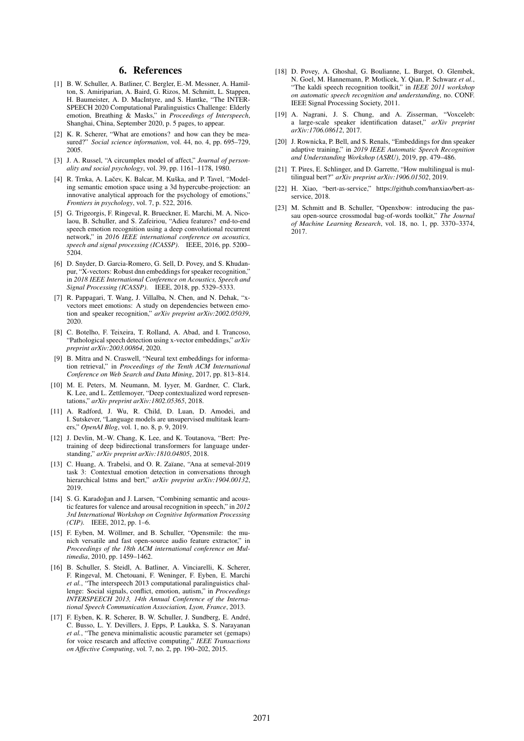# 6. References

[1] B. W. Schuller, A. Batliner, C. Bergler, E.-M. Messner, A. Hamilton, S. Amiriparian, A. Baird, G. Rizos, M. Schmitt, L. Stappen, H. Baumeister, A. D. MacIntyre, and S. Hantke, "The INTERSPEECH 2020 Computational Paralinguistics Challenge: Elderly emotion, Breathing & Masks," in *Proceedings of Interspeech*, Shanghai, China, September 2020, p. 5 pages, to appear.

[2] K. R. Scherer, "What are emotions? and how can they be measured?" *Social science information*, vol. 44, no. 4, pp. 695–729, 2005.

[3] J. A. Russel, "A circumplex model of affect," *Journal of personality and social psychology*, vol. 39, pp. 1161–1178, 1980.

[4] R. Trnka, A. Lačev, K. Balcar, M. Kuška, and P. Tavel, "Modeling semantic emotion space using a 3d hypercube-projection: an innovative analytical approach for the psychology of emotions," *Frontiers in psychology*, vol. 7, p. 522, 2016.

[5] G. Trigeorgis, F. Ringeval, R. Brueckner, E. Marchi, M. A. Nicolaou, B. Schuller, and S. Zafeiriou, "Adieu features? end-to-end speech emotion recognition using a deep convolutional recurrent network," in *2016 IEEE international conference on acoustics, speech and signal processing (ICASSP)*. IEEE, 2016, pp. 5200–5204.

[6] D. Snyder, D. Garcia-Romero, G. Sell, D. Povey, and S. Khudanpur, "X-vectors: Robust dnn embeddings for speaker recognition," in *2018 IEEE International Conference on Acoustics, Speech and Signal Processing (ICASSP)*. IEEE, 2018, pp. 5329–5333.

[7] R. Pappagari, T. Wang, J. Villalba, N. Chen, and N. Dehak, "x-vectors meet emotions: A study on dependencies between emotion and speaker recognition," *arXiv preprint arXiv:2002.05039*, 2020.

[8] C. Botelho, F. Teixeira, T. Rolland, A. Abad, and I. Trancoso, "Pathological speech detection using x-vector embeddings," *arXiv preprint arXiv:2003.00864*, 2020.

[9] B. Mitra and N. Craswell, "Neural text embeddings for information retrieval," in *Proceedings of the Tenth ACM International Conference on Web Search and Data Mining*, 2017, pp. 813–814.

[10] M. E. Peters, M. Neumann, M. Iyyer, M. Gardner, C. Clark, K. Lee, and L. Zettlemoyer, "Deep contextualized word representations," *arXiv preprint arXiv:1802.05365*, 2018.

[11] A. Radford, J. Wu, R. Child, D. Luan, D. Amodei, and I. Sutskever, "Language models are unsupervised multitask learners," *OpenAI Blog*, vol. 1, no. 8, p. 9, 2019.

[12] J. Devlin, M.-W. Chang, K. Lee, and K. Toutanova, "Bert: Pre-training of deep bidirectional transformers for language understanding," *arXiv preprint arXiv:1810.04805*, 2018.

[13] C. Huang, A. Trabelsi, and O. R. Zaïane, "Ana at semeval-2019 task 3: Contextual emotion detection in conversations through hierarchical lstms and bert," *arXiv preprint arXiv:1904.00132*, 2019.

[14] S. G. Karadoğan and J. Larsen, "Combining semantic and acoustic features for valence and arousal recognition in speech," in *2012 3rd International Workshop on Cognitive Information Processing (CIP)*. IEEE, 2012, pp. 1–6.

[15] F. Eyben, M. Wöllmer, and B. Schuller, "Opensmile: the munich versatile and fast open-source audio feature extractor," in *Proceedings of the 18th ACM international conference on Multimedia*, 2010, pp. 1459–1462.

[16] B. Schuller, S. Steidl, A. Batliner, A. Vinciarelli, K. Scherer, F. Ringeval, M. Chetouani, F. Weninger, F. Eyben, E. Marchi *et al.*, "The interspeech 2013 computational paralinguistics challenge: Social signals, conflict, emotion, autism," in *Proceedings INTERSPEECH 2013, 14th Annual Conference of the International Speech Communication Association, Lyon, France*, 2013.

[17] F. Eyben, K. R. Scherer, B. W. Schuller, J. Sundberg, E. André, C. Busso, L. Y. Devillers, J. Epps, P. Laukka, S. S. Narayanan *et al.*, "The geneva minimalistic acoustic parameter set (gemaps) for voice research and affective computing," *IEEE Transactions on Affective Computing*, vol. 7, no. 2, pp. 190–202, 2015.

[18] D. Povey, A. Ghoshal, G. Boulianne, L. Burget, O. Glembek, N. Goel, M. Hannemann, P. Motlicek, Y. Qian, P. Schwarz *et al.*, "The kaldi speech recognition toolkit," in *IEEE 2011 workshop on automatic speech recognition and understanding*, no. CONF. IEEE Signal Processing Society, 2011.

[19] A. Nagrani, J. S. Chung, and A. Zisserman, "Voxceleb: a large-scale speaker identification dataset," *arXiv preprint arXiv:1706.08612*, 2017.

[20] J. Rownicka, P. Bell, and S. Renals, "Embeddings for dnn speaker adaptive training," in *2019 IEEE Automatic Speech Recognition and Understanding Workshop (ASRU)*, 2019, pp. 479–486.

[21] T. Pires, E. Schlinger, and D. Garrette, "How multilingual is multilingual bert?" *arXiv preprint arXiv:1906.01502*, 2019.

[22] H. Xiao, "bert-as-service," https://github.com/hanxiao/bert-as-service, 2018.

[23] M. Schmitt and B. Schuller, "Openxbow: introducing the passau open-source crossmodal bag-of-words toolkit," *The Journal of Machine Learning Research*, vol. 18, no. 1, pp. 3370–3374, 2017.